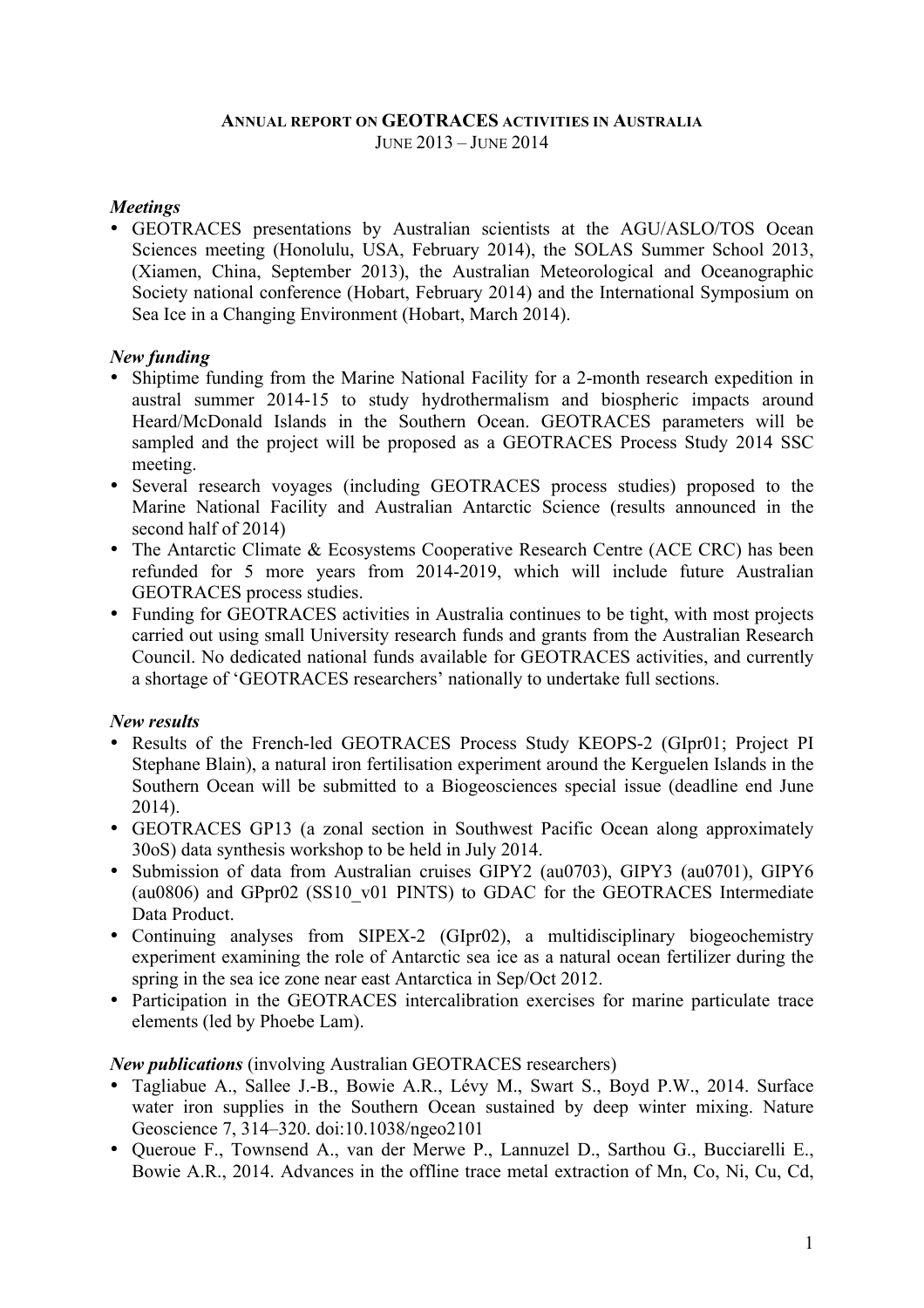# ANNUAL REPORT ON GEOTRACES ACTIVITIES IN AUSTRALIA

JUNE 2013 – JUNE 2014

***Meetings***

- GEOTRACES presentations by Australian scientists at the AGU/ASLO/TOS Ocean Sciences meeting (Honolulu, USA, February 2014), the SOLAS Summer School 2013, (Xiamen, China, September 2013), the Australian Meteorological and Oceanographic Society national conference (Hobart, February 2014) and the International Symposium on Sea Ice in a Changing Environment (Hobart, March 2014).

***New funding***

- Shiptime funding from the Marine National Facility for a 2-month research expedition in austral summer 2014-15 to study hydrothermalism and biospheric impacts around Heard/McDonald Islands in the Southern Ocean. GEOTRACES parameters will be sampled and the project will be proposed as a GEOTRACES Process Study 2014 SSC meeting.
- Several research voyages (including GEOTRACES process studies) proposed to the Marine National Facility and Australian Antarctic Science (results announced in the second half of 2014)
- The Antarctic Climate & Ecosystems Cooperative Research Centre (ACE CRC) has been refunded for 5 more years from 2014-2019, which will include future Australian GEOTRACES process studies.
- Funding for GEOTRACES activities in Australia continues to be tight, with most projects carried out using small University research funds and grants from the Australian Research Council. No dedicated national funds available for GEOTRACES activities, and currently a shortage of 'GEOTRACES researchers' nationally to undertake full sections.

***New results***

- Results of the French-led GEOTRACES Process Study KEOPS-2 (GIpr01; Project PI Stephane Blain), a natural iron fertilisation experiment around the Kerguelen Islands in the Southern Ocean will be submitted to a Biogeosciences special issue (deadline end June 2014).
- GEOTRACES GP13 (a zonal section in Southwest Pacific Ocean along approximately 30oS) data synthesis workshop to be held in July 2014.
- Submission of data from Australian cruises GIPY2 (au0703), GIPY3 (au0701), GIPY6 (au0806) and GPpr02 (SS10_v01 PINTS) to GDAC for the GEOTRACES Intermediate Data Product.
- Continuing analyses from SIPEX-2 (GIpr02), a multidisciplinary biogeochemistry experiment examining the role of Antarctic sea ice as a natural ocean fertilizer during the spring in the sea ice zone near east Antarctica in Sep/Oct 2012.
- Participation in the GEOTRACES intercalibration exercises for marine particulate trace elements (led by Phoebe Lam).

***New publications*** (involving Australian GEOTRACES researchers)

- Tagliabue A., Sallee J.-B., Bowie A.R., Lévy M., Swart S., Boyd P.W., 2014. Surface water iron supplies in the Southern Ocean sustained by deep winter mixing. Nature Geoscience 7, 314–320. doi:10.1038/ngeo2101
- Queroue F., Townsend A., van der Merwe P., Lannuzel D., Sarthou G., Bucciarelli E., Bowie A.R., 2014. Advances in the offline trace metal extraction of Mn, Co, Ni, Cu, Cd,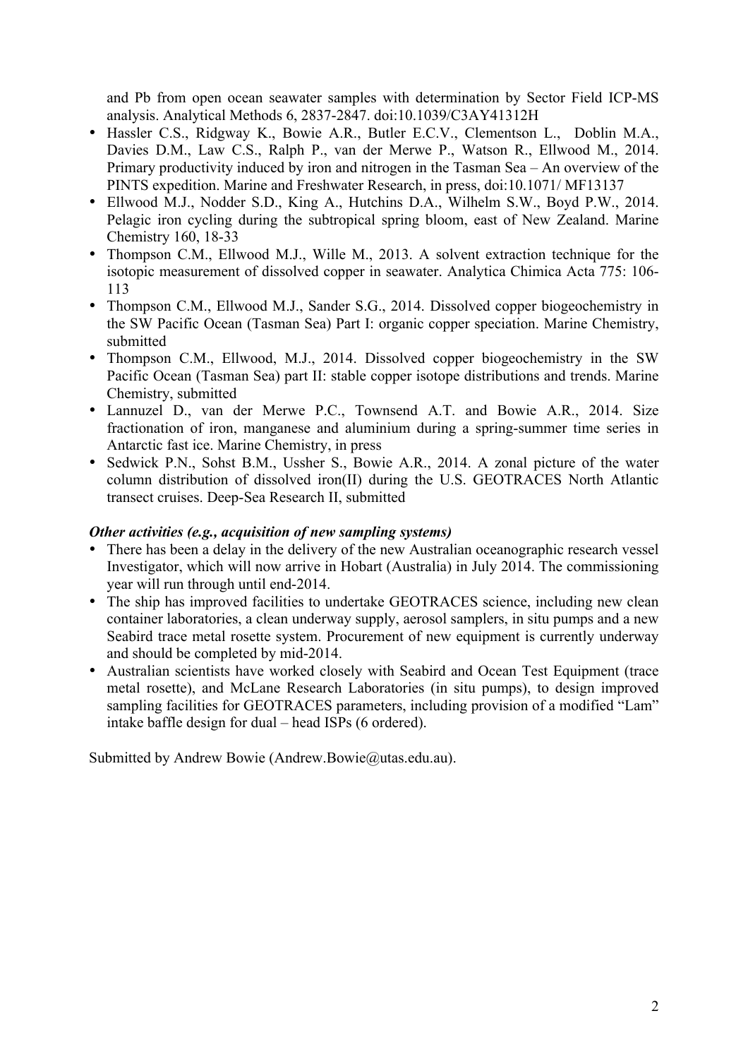and Pb from open ocean seawater samples with determination by Sector Field ICP-MS analysis. Analytical Methods 6, 2837-2847. doi:10.1039/C3AY41312H

- Hassler C.S., Ridgway K., Bowie A.R., Butler E.C.V., Clementson L., Doblin M.A., Davies D.M., Law C.S., Ralph P., van der Merwe P., Watson R., Ellwood M., 2014. Primary productivity induced by iron and nitrogen in the Tasman Sea – An overview of the PINTS expedition. Marine and Freshwater Research, in press, doi:10.1071/ MF13137
- Ellwood M.J., Nodder S.D., King A., Hutchins D.A., Wilhelm S.W., Boyd P.W., 2014. Pelagic iron cycling during the subtropical spring bloom, east of New Zealand. Marine Chemistry 160, 18-33
- Thompson C.M., Ellwood M.J., Wille M., 2013. A solvent extraction technique for the isotopic measurement of dissolved copper in seawater. Analytica Chimica Acta 775: 106-113
- Thompson C.M., Ellwood M.J., Sander S.G., 2014. Dissolved copper biogeochemistry in the SW Pacific Ocean (Tasman Sea) Part I: organic copper speciation. Marine Chemistry, submitted
- Thompson C.M., Ellwood, M.J., 2014. Dissolved copper biogeochemistry in the SW Pacific Ocean (Tasman Sea) part II: stable copper isotope distributions and trends. Marine Chemistry, submitted
- Lannuzel D., van der Merwe P.C., Townsend A.T. and Bowie A.R., 2014. Size fractionation of iron, manganese and aluminium during a spring-summer time series in Antarctic fast ice. Marine Chemistry, in press
- Sedwick P.N., Sohst B.M., Ussher S., Bowie A.R., 2014. A zonal picture of the water column distribution of dissolved iron(II) during the U.S. GEOTRACES North Atlantic transect cruises. Deep-Sea Research II, submitted

***Other activities (e.g., acquisition of new sampling systems)***

- There has been a delay in the delivery of the new Australian oceanographic research vessel Investigator, which will now arrive in Hobart (Australia) in July 2014. The commissioning year will run through until end-2014.
- The ship has improved facilities to undertake GEOTRACES science, including new clean container laboratories, a clean underway supply, aerosol samplers, in situ pumps and a new Seabird trace metal rosette system. Procurement of new equipment is currently underway and should be completed by mid-2014.
- Australian scientists have worked closely with Seabird and Ocean Test Equipment (trace metal rosette), and McLane Research Laboratories (in situ pumps), to design improved sampling facilities for GEOTRACES parameters, including provision of a modified "Lam" intake baffle design for dual – head ISPs (6 ordered).

Submitted by Andrew Bowie (Andrew.Bowie@utas.edu.au).